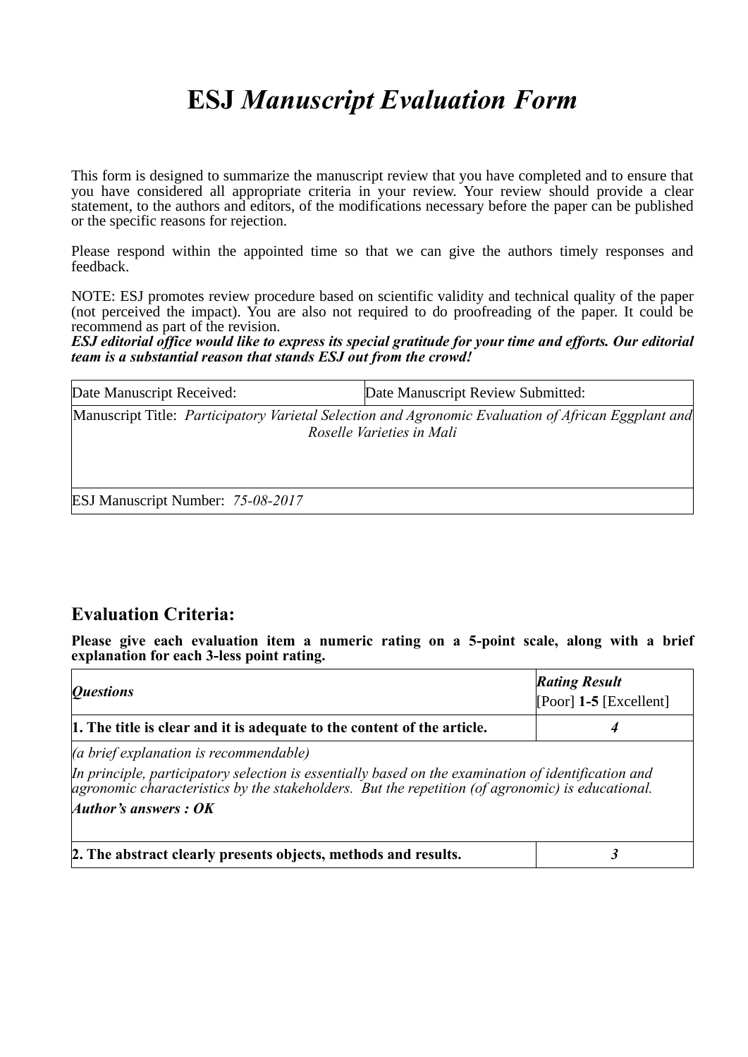# ESJ *Manuscript Evaluation Form*

This form is designed to summarize the manuscript review that you have completed and to ensure that you have considered all appropriate criteria in your review. Your review should provide a clear statement, to the authors and editors, of the modifications necessary before the paper can be published or the specific reasons for rejection.

Please respond within the appointed time so that we can give the authors timely responses and feedback.

NOTE: ESJ promotes review procedure based on scientific validity and technical quality of the paper (not perceived the impact). You are also not required to do proofreading of the paper. It could be recommend as part of the revision.
***ESJ editorial office would like to express its special gratitude for your time and efforts. Our editorial team is a substantial reason that stands ESJ out from the crowd!***

| Date Manuscript Received: | Date Manuscript Review Submitted: |
|---|---|
| Manuscript Title: *Participatory Varietal Selection and Agronomic Evaluation of African Eggplant and Roselle Varieties in Mali* | |
| ESJ Manuscript Number: *75-08-2017* | |

## Evaluation Criteria:

**Please give each evaluation item a numeric rating on a 5-point scale, along with a brief explanation for each 3-less point rating.**

| ***Questions*** | ***Rating Result*** [Poor] **1-5** [Excellent] |
|---|---|
| **1. The title is clear and it is adequate to the content of the article.** | ***4*** |
| *(a brief explanation is recommendable)*<br>*In principle, participatory selection is essentially based on the examination of identification and agronomic characteristics by the stakeholders. But the repetition (of agronomic) is educational.*<br>***Author's answers : OK*** | |
| **2. The abstract clearly presents objects, methods and results.** | ***3*** |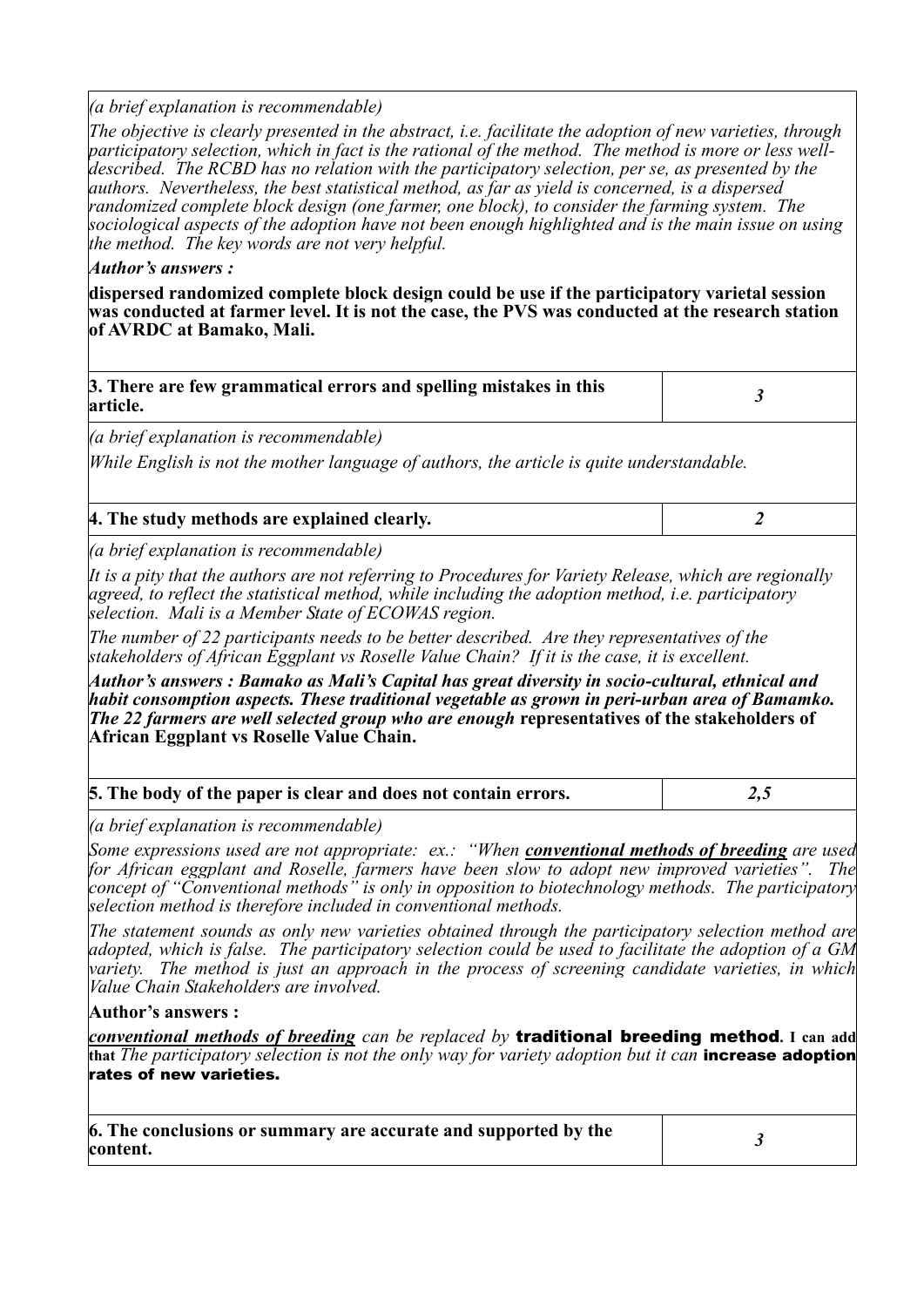*(a brief explanation is recommendable)*

*The objective is clearly presented in the abstract, i.e. facilitate the adoption of new varieties, through participatory selection, which in fact is the rational of the method. The method is more or less well-described. The RCBD has no relation with the participatory selection, per se, as presented by the authors. Nevertheless, the best statistical method, as far as yield is concerned, is a dispersed randomized complete block design (one farmer, one block), to consider the farming system. The sociological aspects of the adoption have not been enough highlighted and is the main issue on using the method. The key words are not very helpful.*

***Author's answers :***

**dispersed randomized complete block design could be use if the participatory varietal session was conducted at farmer level. It is not the case, the PVS was conducted at the research station of AVRDC at Bamako, Mali.**

| **3. There are few grammatical errors and spelling mistakes in this article.** | ***3*** |
|---|---|

*(a brief explanation is recommendable)*

*While English is not the mother language of authors, the article is quite understandable.*

| **4. The study methods are explained clearly.** | ***2*** |
|---|---|

*(a brief explanation is recommendable)*

*It is a pity that the authors are not referring to Procedures for Variety Release, which are regionally agreed, to reflect the statistical method, while including the adoption method, i.e. participatory selection. Mali is a Member State of ECOWAS region.*

*The number of 22 participants needs to be better described. Are they representatives of the stakeholders of African Eggplant vs Roselle Value Chain? If it is the case, it is excellent.*

***Author's answers : Bamako as Mali's Capital has great diversity in socio-cultural, ethnical and habit consomption aspects. These traditional vegetable as grown in peri-urban area of Bamamko. The 22 farmers are well selected group who are enough*** **representatives of the stakeholders of African Eggplant vs Roselle Value Chain.**

| **5. The body of the paper is clear and does not contain errors.** | ***2,5*** |
|---|---|

*(a brief explanation is recommendable)*

*Some expressions used are not appropriate: ex.: "When **conventional methods of breeding** are used for African eggplant and Roselle, farmers have been slow to adopt new improved varieties". The concept of "Conventional methods" is only in opposition to biotechnology methods. The participatory selection method is therefore included in conventional methods.*

*The statement sounds as only new varieties obtained through the participatory selection method are adopted, which is false. The participatory selection could be used to facilitate the adoption of a GM variety. The method is just an approach in the process of screening candidate varieties, in which Value Chain Stakeholders are involved.*

**Author's answers :**

***conventional methods of breeding*** *can be replaced by* **traditional breeding method. I can add that** *The participatory selection is not the only way for variety adoption but it can* **increase adoption rates of new varieties.**

| **6. The conclusions or summary are accurate and supported by the content.** | ***3*** |
|---|---|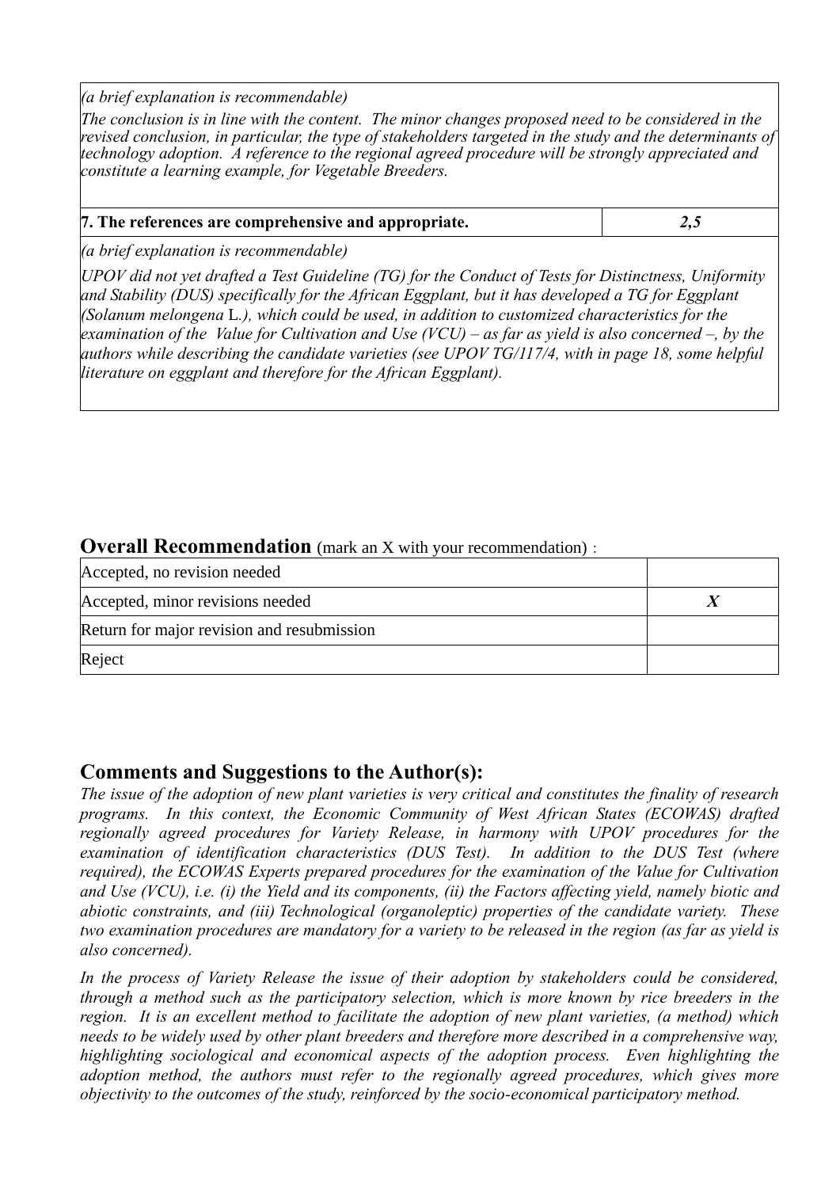*(a brief explanation is recommendable)*

*The conclusion is in line with the content. The minor changes proposed need to be considered in the revised conclusion, in particular, the type of stakeholders targeted in the study and the determinants of technology adoption. A reference to the regional agreed procedure will be strongly appreciated and constitute a learning example, for Vegetable Breeders.*

| **7. The references are comprehensive and appropriate.** | ***2,5*** |
|---|---|

*(a brief explanation is recommendable)*

*UPOV did not yet drafted a Test Guideline (TG) for the Conduct of Tests for Distinctness, Uniformity and Stability (DUS) specifically for the African Eggplant, but it has developed a TG for Eggplant (Solanum melongena* L*.), which could be used, in addition to customized characteristics for the examination of the Value for Cultivation and Use (VCU) – as far as yield is also concerned –, by the authors while describing the candidate varieties (see UPOV TG/117/4, with in page 18, some helpful literature on eggplant and therefore for the African Eggplant).*

## **Overall Recommendation** (mark an X with your recommendation) :

| Recommendation | Mark |
|---|---|
| Accepted, no revision needed | |
| Accepted, minor revisions needed | ***X*** |
| Return for major revision and resubmission | |
| Reject | |

## Comments and Suggestions to the Author(s):

*The issue of the adoption of new plant varieties is very critical and constitutes the finality of research programs. In this context, the Economic Community of West African States (ECOWAS) drafted regionally agreed procedures for Variety Release, in harmony with UPOV procedures for the examination of identification characteristics (DUS Test). In addition to the DUS Test (where required), the ECOWAS Experts prepared procedures for the examination of the Value for Cultivation and Use (VCU), i.e. (i) the Yield and its components, (ii) the Factors affecting yield, namely biotic and abiotic constraints, and (iii) Technological (organoleptic) properties of the candidate variety. These two examination procedures are mandatory for a variety to be released in the region (as far as yield is also concerned).*

*In the process of Variety Release the issue of their adoption by stakeholders could be considered, through a method such as the participatory selection, which is more known by rice breeders in the region. It is an excellent method to facilitate the adoption of new plant varieties, (a method) which needs to be widely used by other plant breeders and therefore more described in a comprehensive way, highlighting sociological and economical aspects of the adoption process. Even highlighting the adoption method, the authors must refer to the regionally agreed procedures, which gives more objectivity to the outcomes of the study, reinforced by the socio-economical participatory method.*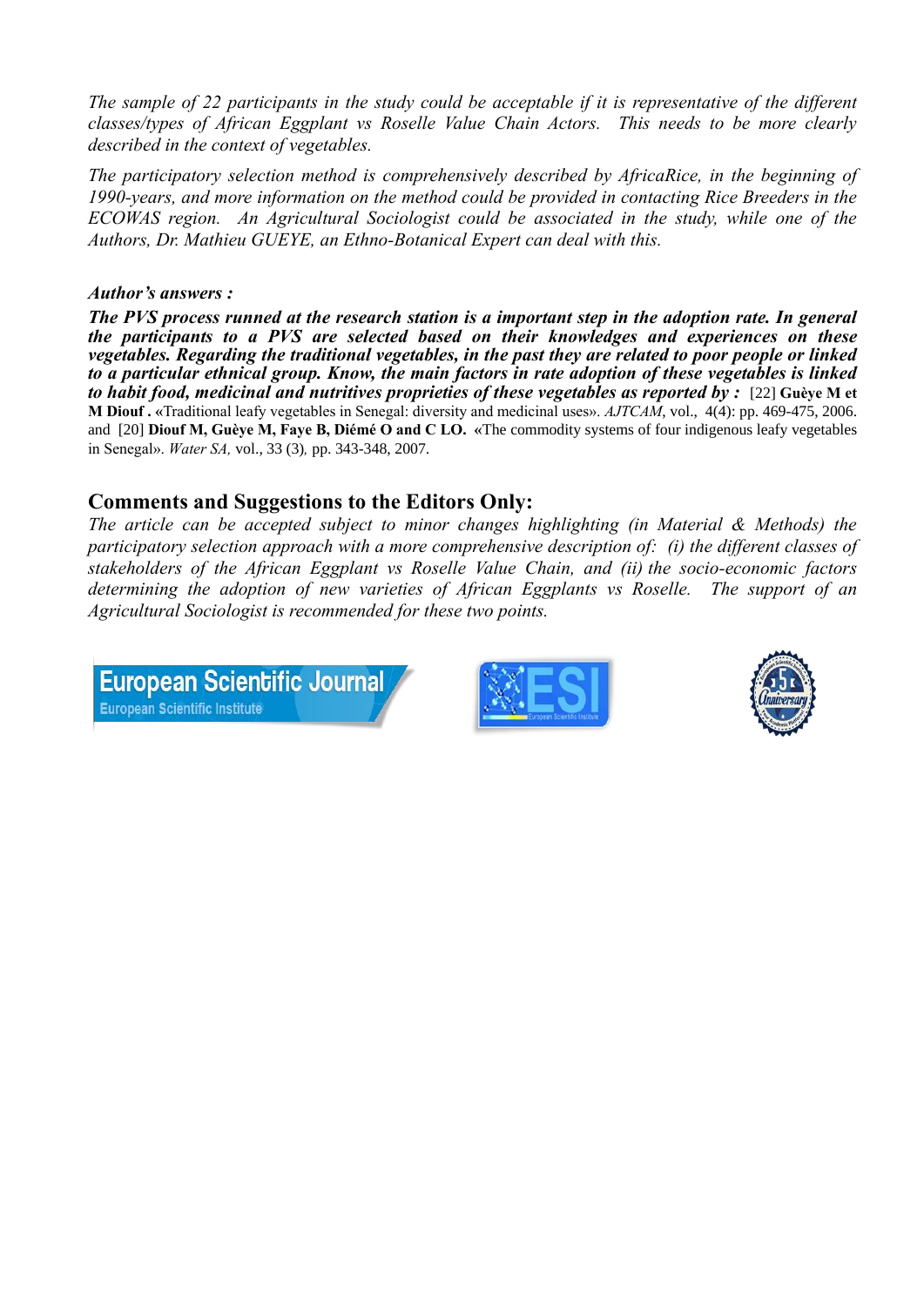*The sample of 22 participants in the study could be acceptable if it is representative of the different classes/types of African Eggplant vs Roselle Value Chain Actors. This needs to be more clearly described in the context of vegetables.*

*The participatory selection method is comprehensively described by AfricaRice, in the beginning of 1990-years, and more information on the method could be provided in contacting Rice Breeders in the ECOWAS region. An Agricultural Sociologist could be associated in the study, while one of the Authors, Dr. Mathieu GUEYE, an Ethno-Botanical Expert can deal with this.*

***Author's answers :***

***The PVS process runned at the research station is a important step in the adoption rate. In general the participants to a PVS are selected based on their knowledges and experiences on these vegetables. Regarding the traditional vegetables, in the past they are related to poor people or linked to a particular ethnical group. Know, the main factors in rate adoption of these vegetables is linked to habit food, medicinal and nutritives proprieties of these vegetables as reported by :*** [22] **Guèye M et M Diouf .** «Traditional leafy vegetables in Senegal: diversity and medicinal uses». *AJTCAM*, vol., 4(4): pp. 469-475, 2006. and [20] **Diouf M, Guèye M, Faye B, Diémé O and C LO.** «The commodity systems of four indigenous leafy vegetables in Senegal». *Water SA,* vol., 33 (3)*,* pp. 343-348, 2007.

## Comments and Suggestions to the Editors Only:

*The article can be accepted subject to minor changes highlighting (in Material & Methods) the participatory selection approach with a more comprehensive description of: (i) the different classes of stakeholders of the African Eggplant vs Roselle Value Chain, and (ii) the socio-economic factors determining the adoption of new varieties of African Eggplants vs Roselle. The support of an Agricultural Sociologist is recommended for these two points.*